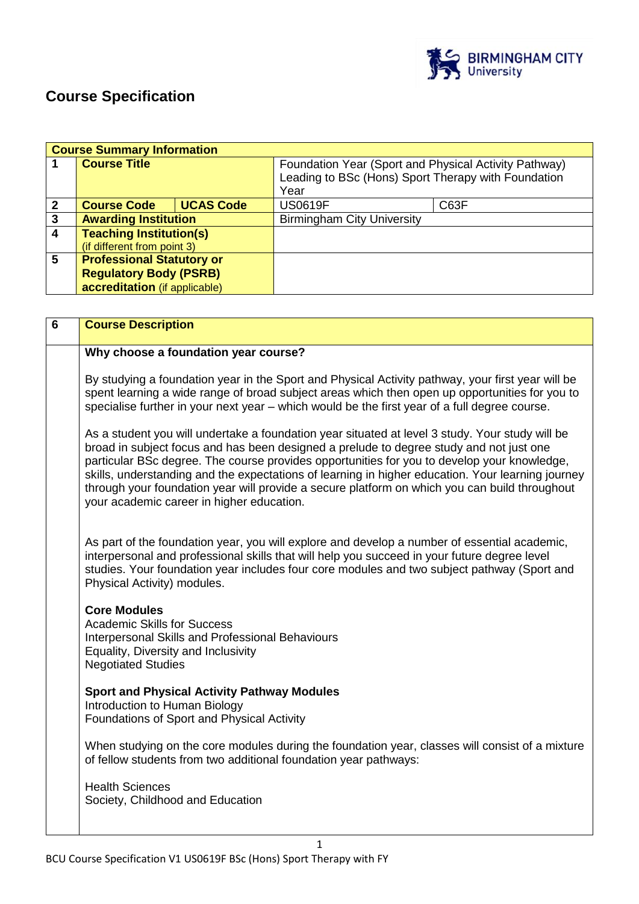# Course Specification

| Course Summary Information | | | |
|---|---|---|---|
| 1 | **Course Title** | Foundation Year (Sport and Physical Activity Pathway) Leading to BSc (Hons) Sport Therapy with Foundation Year | |
| 2 | **Course Code** / **UCAS Code** | US0619F | C63F |
| 3 | **Awarding Institution** | Birmingham City University | |
| 4 | **Teaching Institution(s)** (if different from point 3) | | |
| 5 | **Professional Statutory or Regulatory Body (PSRB) accreditation** (if applicable) | | |

| 6 | Course Description |
|---|---|

**Why choose a foundation year course?**

By studying a foundation year in the Sport and Physical Activity pathway, your first year will be spent learning a wide range of broad subject areas which then open up opportunities for you to specialise further in your next year – which would be the first year of a full degree course.

As a student you will undertake a foundation year situated at level 3 study. Your study will be broad in subject focus and has been designed a prelude to degree study and not just one particular BSc degree. The course provides opportunities for you to develop your knowledge, skills, understanding and the expectations of learning in higher education. Your learning journey through your foundation year will provide a secure platform on which you can build throughout your academic career in higher education.

As part of the foundation year, you will explore and develop a number of essential academic, interpersonal and professional skills that will help you succeed in your future degree level studies. Your foundation year includes four core modules and two subject pathway (Sport and Physical Activity) modules.

**Core Modules**
Academic Skills for Success
Interpersonal Skills and Professional Behaviours
Equality, Diversity and Inclusivity
Negotiated Studies

**Sport and Physical Activity Pathway Modules**
Introduction to Human Biology
Foundations of Sport and Physical Activity

When studying on the core modules during the foundation year, classes will consist of a mixture of fellow students from two additional foundation year pathways:

Health Sciences
Society, Childhood and Education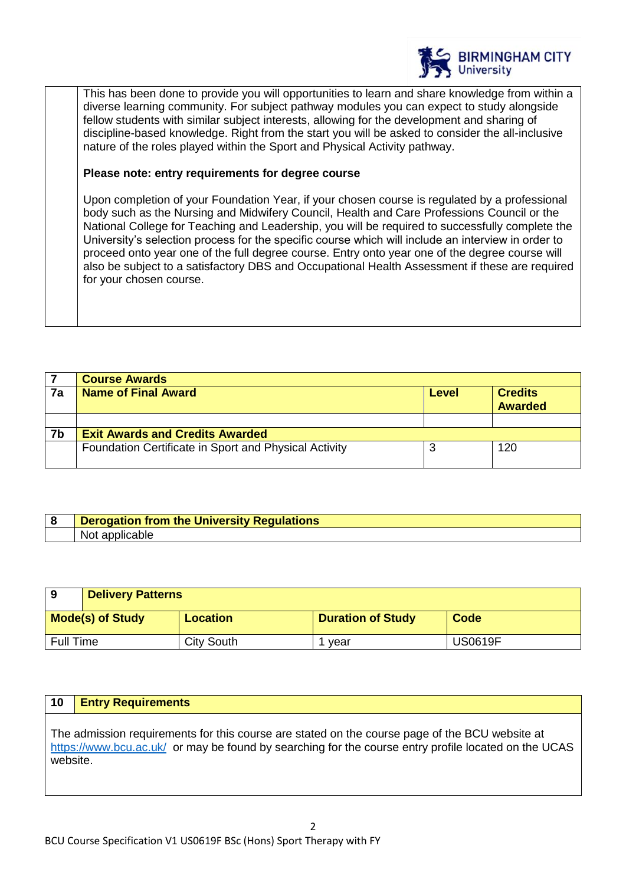This has been done to provide you will opportunities to learn and share knowledge from within a diverse learning community. For subject pathway modules you can expect to study alongside fellow students with similar subject interests, allowing for the development and sharing of discipline-based knowledge. Right from the start you will be asked to consider the all-inclusive nature of the roles played within the Sport and Physical Activity pathway.

**Please note: entry requirements for degree course**

Upon completion of your Foundation Year, if your chosen course is regulated by a professional body such as the Nursing and Midwifery Council, Health and Care Professions Council or the National College for Teaching and Leadership, you will be required to successfully complete the University's selection process for the specific course which will include an interview in order to proceed onto year one of the full degree course. Entry onto year one of the degree course will also be subject to a satisfactory DBS and Occupational Health Assessment if these are required for your chosen course.

| **7** | **Course Awards** | | |
|---|---|---|---|
| **7a** | **Name of Final Award** | **Level** | **Credits Awarded** |
| | | | |
| **7b** | **Exit Awards and Credits Awarded** | | |
| | Foundation Certificate in Sport and Physical Activity | 3 | 120 |

| **8** | **Derogation from the University Regulations** |
|---|---|
| | Not applicable |

| **9** | **Delivery Patterns** | | |
|---|---|---|---|
| **Mode(s) of Study** | **Location** | **Duration of Study** | **Code** |
| Full Time | City South | 1 year | US0619F |

| **10** | **Entry Requirements** |
|---|---|

The admission requirements for this course are stated on the course page of the BCU website at https://www.bcu.ac.uk/ or may be found by searching for the course entry profile located on the UCAS website.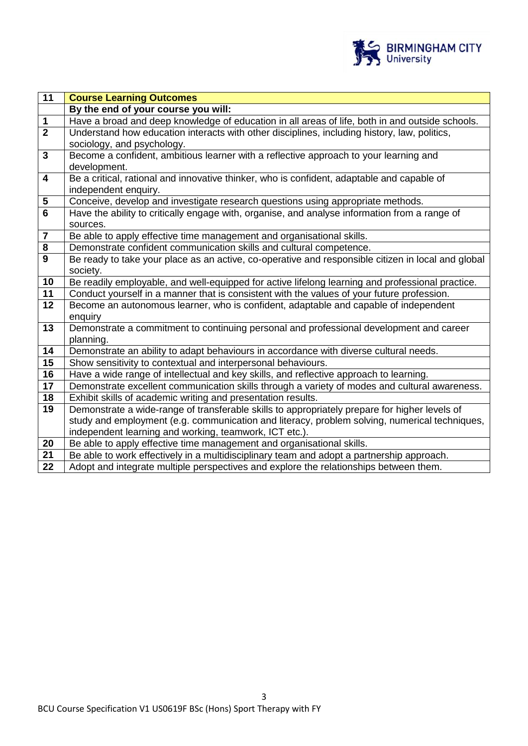| 11 | **Course Learning Outcomes** |
|---|---|
| | **By the end of your course you will:** |
| **1** | Have a broad and deep knowledge of education in all areas of life, both in and outside schools. |
| **2** | Understand how education interacts with other disciplines, including history, law, politics, sociology, and psychology. |
| **3** | Become a confident, ambitious learner with a reflective approach to your learning and development. |
| **4** | Be a critical, rational and innovative thinker, who is confident, adaptable and capable of independent enquiry. |
| **5** | Conceive, develop and investigate research questions using appropriate methods. |
| **6** | Have the ability to critically engage with, organise, and analyse information from a range of sources. |
| **7** | Be able to apply effective time management and organisational skills. |
| **8** | Demonstrate confident communication skills and cultural competence. |
| **9** | Be ready to take your place as an active, co-operative and responsible citizen in local and global society. |
| **10** | Be readily employable, and well-equipped for active lifelong learning and professional practice. |
| **11** | Conduct yourself in a manner that is consistent with the values of your future profession. |
| **12** | Become an autonomous learner, who is confident, adaptable and capable of independent enquiry |
| **13** | Demonstrate a commitment to continuing personal and professional development and career planning. |
| **14** | Demonstrate an ability to adapt behaviours in accordance with diverse cultural needs. |
| **15** | Show sensitivity to contextual and interpersonal behaviours. |
| **16** | Have a wide range of intellectual and key skills, and reflective approach to learning. |
| **17** | Demonstrate excellent communication skills through a variety of modes and cultural awareness. |
| **18** | Exhibit skills of academic writing and presentation results. |
| **19** | Demonstrate a wide-range of transferable skills to appropriately prepare for higher levels of study and employment (e.g. communication and literacy, problem solving, numerical techniques, independent learning and working, teamwork, ICT etc.). |
| **20** | Be able to apply effective time management and organisational skills. |
| **21** | Be able to work effectively in a multidisciplinary team and adopt a partnership approach. |
| **22** | Adopt and integrate multiple perspectives and explore the relationships between them. |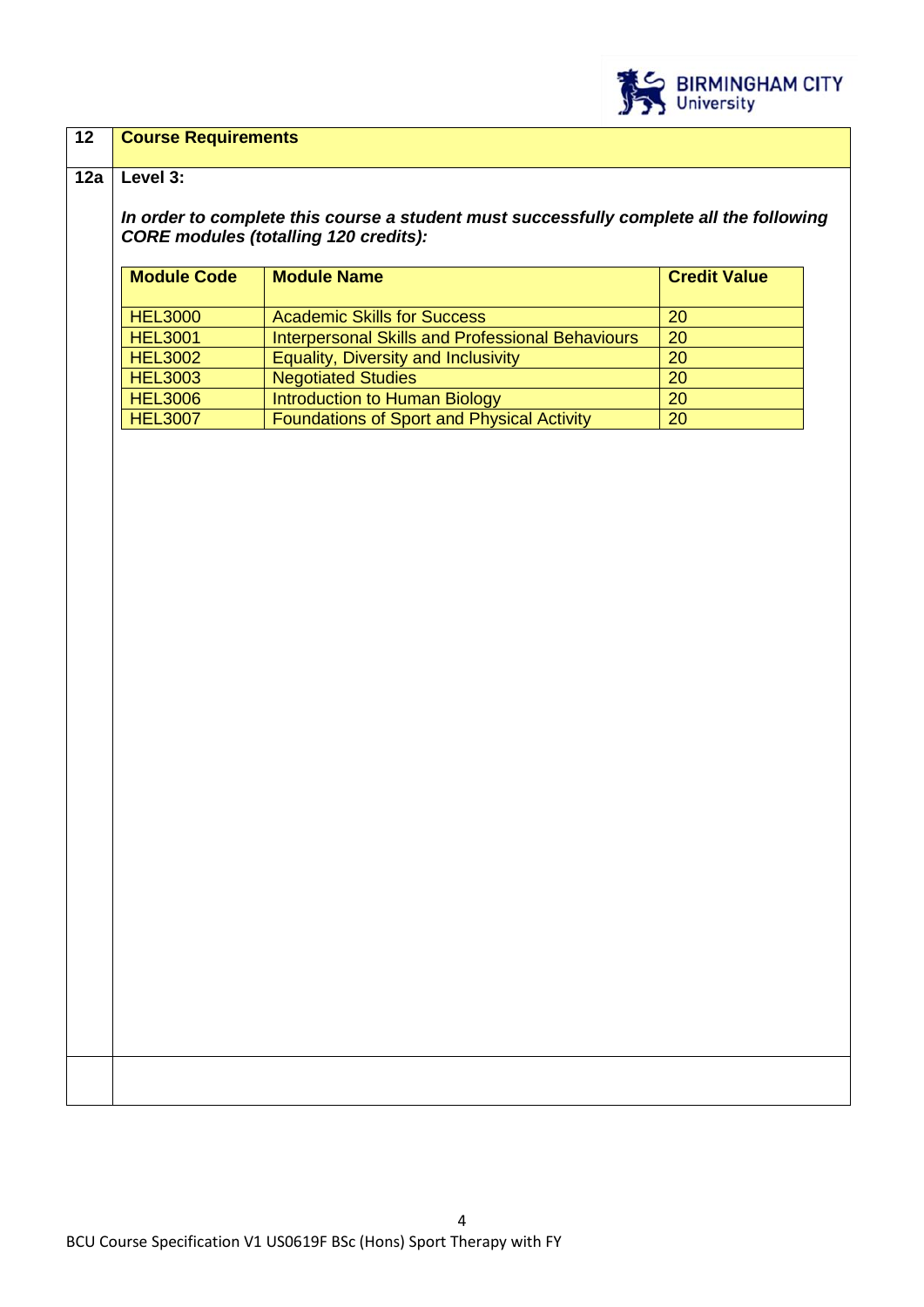## 12 Course Requirements

### 12a Level 3:

***In order to complete this course a student must successfully complete all the following CORE modules (totalling 120 credits):***

| Module Code | Module Name | Credit Value |
|---|---|---|
| HEL3000 | Academic Skills for Success | 20 |
| HEL3001 | Interpersonal Skills and Professional Behaviours | 20 |
| HEL3002 | Equality, Diversity and Inclusivity | 20 |
| HEL3003 | Negotiated Studies | 20 |
| HEL3006 | Introduction to Human Biology | 20 |
| HEL3007 | Foundations of Sport and Physical Activity | 20 |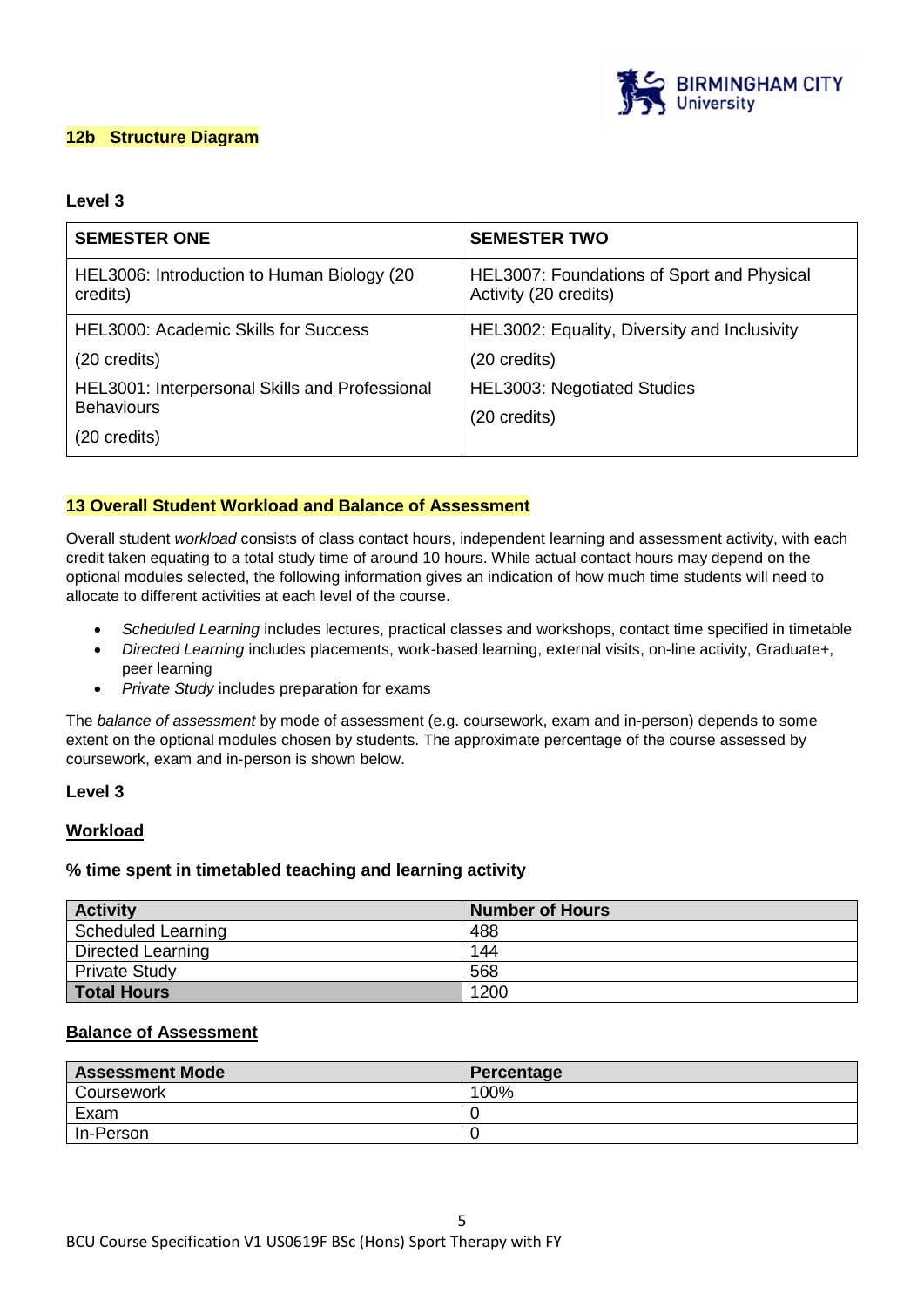## 12b Structure Diagram

**Level 3**

| SEMESTER ONE | SEMESTER TWO |
|---|---|
| HEL3006: Introduction to Human Biology (20 credits) | HEL3007: Foundations of Sport and Physical Activity (20 credits) |
| HEL3000: Academic Skills for Success (20 credits) HEL3001: Interpersonal Skills and Professional Behaviours (20 credits) | HEL3002: Equality, Diversity and Inclusivity (20 credits) HEL3003: Negotiated Studies (20 credits) |

## 13 Overall Student Workload and Balance of Assessment

Overall student *workload* consists of class contact hours, independent learning and assessment activity, with each credit taken equating to a total study time of around 10 hours. While actual contact hours may depend on the optional modules selected, the following information gives an indication of how much time students will need to allocate to different activities at each level of the course.

- *Scheduled Learning* includes lectures, practical classes and workshops, contact time specified in timetable
- *Directed Learning* includes placements, work-based learning, external visits, on-line activity, Graduate+, peer learning
- *Private Study* includes preparation for exams

The *balance of assessment* by mode of assessment (e.g. coursework, exam and in-person) depends to some extent on the optional modules chosen by students. The approximate percentage of the course assessed by coursework, exam and in-person is shown below.

**Level 3**

**Workload**

**% time spent in timetabled teaching and learning activity**

| Activity | Number of Hours |
|---|---|
| Scheduled Learning | 488 |
| Directed Learning | 144 |
| Private Study | 568 |
| **Total Hours** | 1200 |

**Balance of Assessment**

| Assessment Mode | Percentage |
|---|---|
| Coursework | 100% |
| Exam | 0 |
| In-Person | 0 |